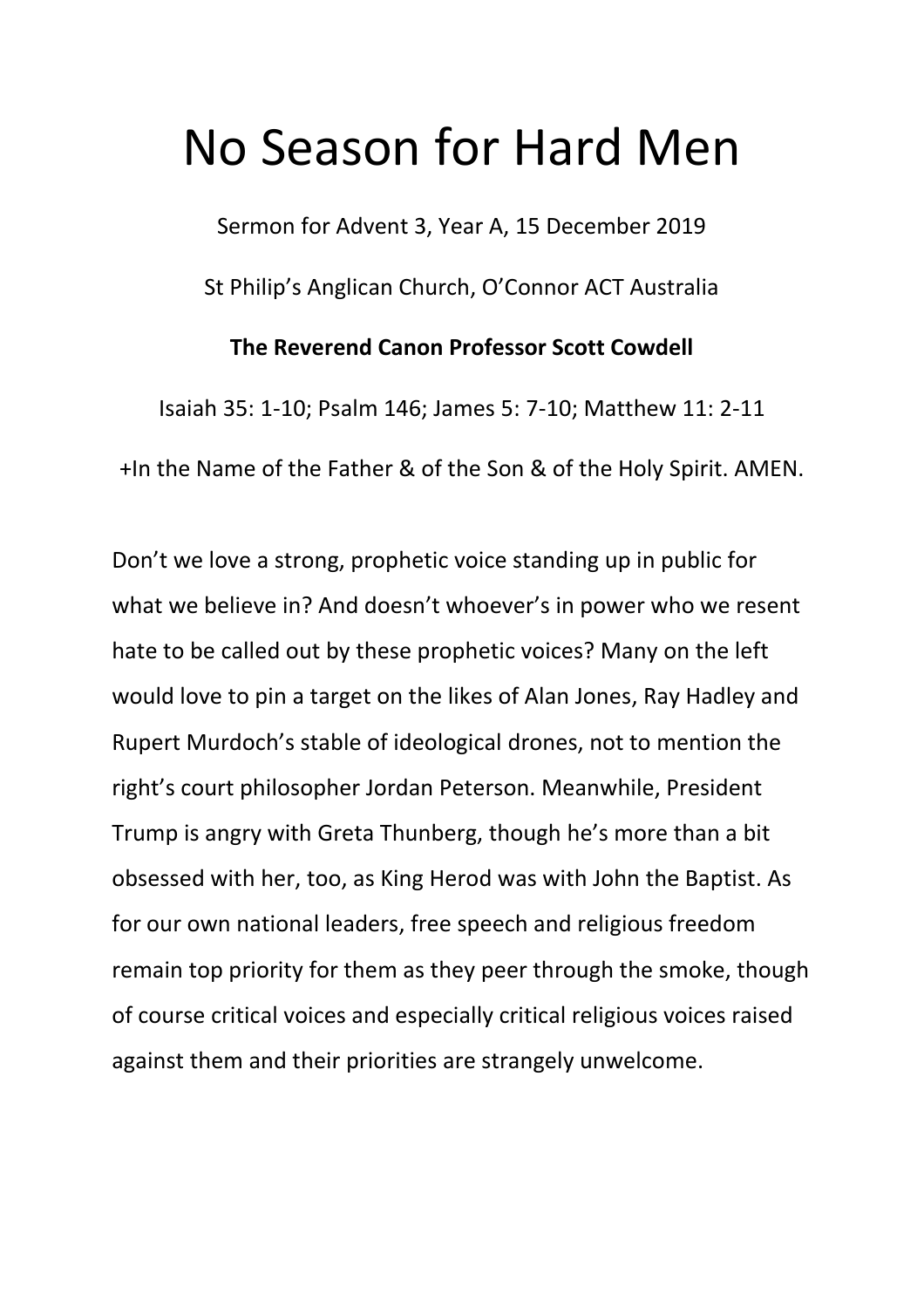# No Season for Hard Men

Sermon for Advent 3, Year A, 15 December 2019

St Philip's Anglican Church, O'Connor ACT Australia

**The Reverend Canon Professor Scott Cowdell**

Isaiah 35: 1-10; Psalm 146; James 5: 7-10; Matthew 11: 2-11

+In the Name of the Father & of the Son & of the Holy Spirit. AMEN.

Don't we love a strong, prophetic voice standing up in public for what we believe in? And doesn't whoever's in power who we resent hate to be called out by these prophetic voices? Many on the left would love to pin a target on the likes of Alan Jones, Ray Hadley and Rupert Murdoch's stable of ideological drones, not to mention the right's court philosopher Jordan Peterson. Meanwhile, President Trump is angry with Greta Thunberg, though he's more than a bit obsessed with her, too, as King Herod was with John the Baptist. As for our own national leaders, free speech and religious freedom remain top priority for them as they peer through the smoke, though of course critical voices and especially critical religious voices raised against them and their priorities are strangely unwelcome.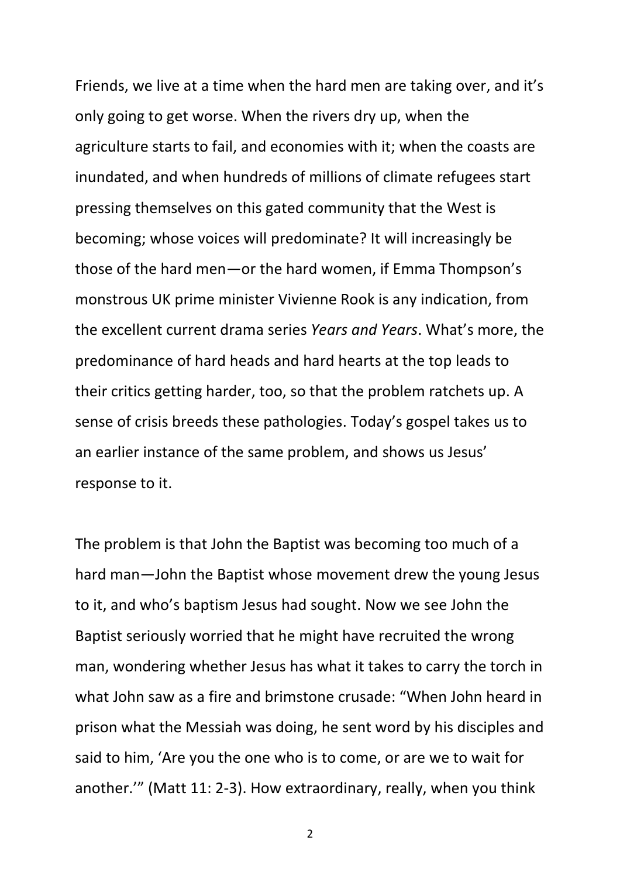Friends, we live at a time when the hard men are taking over, and it's only going to get worse. When the rivers dry up, when the agriculture starts to fail, and economies with it; when the coasts are inundated, and when hundreds of millions of climate refugees start pressing themselves on this gated community that the West is becoming; whose voices will predominate? It will increasingly be those of the hard men—or the hard women, if Emma Thompson's monstrous UK prime minister Vivienne Rook is any indication, from the excellent current drama series *Years and Years*. What's more, the predominance of hard heads and hard hearts at the top leads to their critics getting harder, too, so that the problem ratchets up. A sense of crisis breeds these pathologies. Today's gospel takes us to an earlier instance of the same problem, and shows us Jesus' response to it.

The problem is that John the Baptist was becoming too much of a hard man—John the Baptist whose movement drew the young Jesus to it, and who's baptism Jesus had sought. Now we see John the Baptist seriously worried that he might have recruited the wrong man, wondering whether Jesus has what it takes to carry the torch in what John saw as a fire and brimstone crusade: "When John heard in prison what the Messiah was doing, he sent word by his disciples and said to him, 'Are you the one who is to come, or are we to wait for another.'" (Matt 11: 2-3). How extraordinary, really, when you think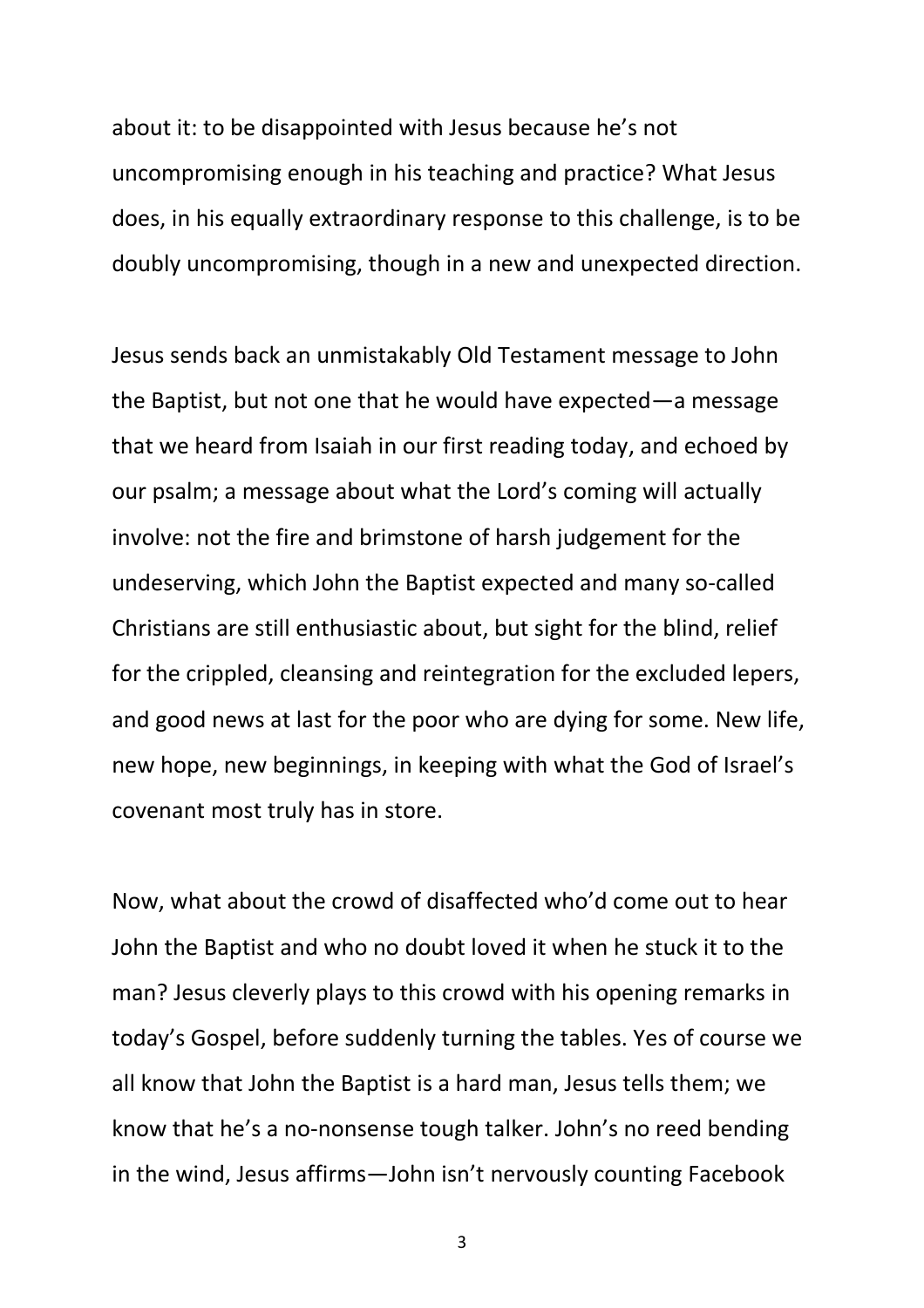about it: to be disappointed with Jesus because he's not uncompromising enough in his teaching and practice? What Jesus does, in his equally extraordinary response to this challenge, is to be doubly uncompromising, though in a new and unexpected direction.

Jesus sends back an unmistakably Old Testament message to John the Baptist, but not one that he would have expected—a message that we heard from Isaiah in our first reading today, and echoed by our psalm; a message about what the Lord's coming will actually involve: not the fire and brimstone of harsh judgement for the undeserving, which John the Baptist expected and many so-called Christians are still enthusiastic about, but sight for the blind, relief for the crippled, cleansing and reintegration for the excluded lepers, and good news at last for the poor who are dying for some. New life, new hope, new beginnings, in keeping with what the God of Israel's covenant most truly has in store.

Now, what about the crowd of disaffected who'd come out to hear John the Baptist and who no doubt loved it when he stuck it to the man? Jesus cleverly plays to this crowd with his opening remarks in today's Gospel, before suddenly turning the tables. Yes of course we all know that John the Baptist is a hard man, Jesus tells them; we know that he's a no-nonsense tough talker. John's no reed bending in the wind, Jesus affirms—John isn't nervously counting Facebook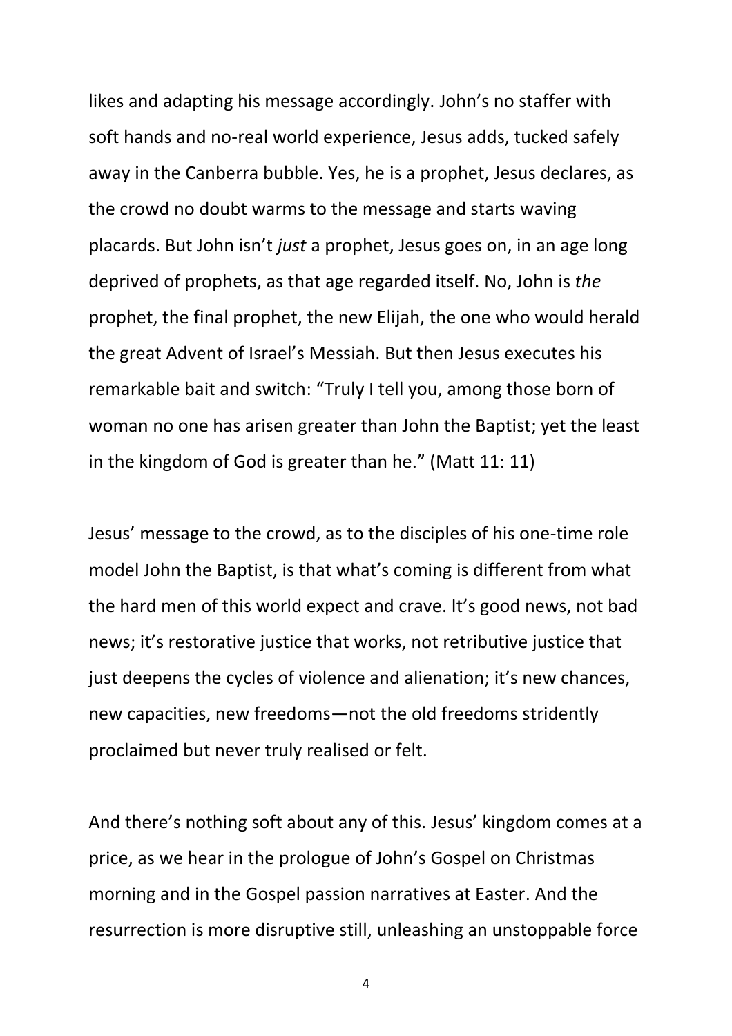likes and adapting his message accordingly. John's no staffer with soft hands and no-real world experience, Jesus adds, tucked safely away in the Canberra bubble. Yes, he is a prophet, Jesus declares, as the crowd no doubt warms to the message and starts waving placards. But John isn't *just* a prophet, Jesus goes on, in an age long deprived of prophets, as that age regarded itself. No, John is *the* prophet, the final prophet, the new Elijah, the one who would herald the great Advent of Israel's Messiah. But then Jesus executes his remarkable bait and switch: "Truly I tell you, among those born of woman no one has arisen greater than John the Baptist; yet the least in the kingdom of God is greater than he." (Matt 11: 11)

Jesus' message to the crowd, as to the disciples of his one-time role model John the Baptist, is that what's coming is different from what the hard men of this world expect and crave. It's good news, not bad news; it's restorative justice that works, not retributive justice that just deepens the cycles of violence and alienation; it's new chances, new capacities, new freedoms—not the old freedoms stridently proclaimed but never truly realised or felt.

And there's nothing soft about any of this. Jesus' kingdom comes at a price, as we hear in the prologue of John's Gospel on Christmas morning and in the Gospel passion narratives at Easter. And the resurrection is more disruptive still, unleashing an unstoppable force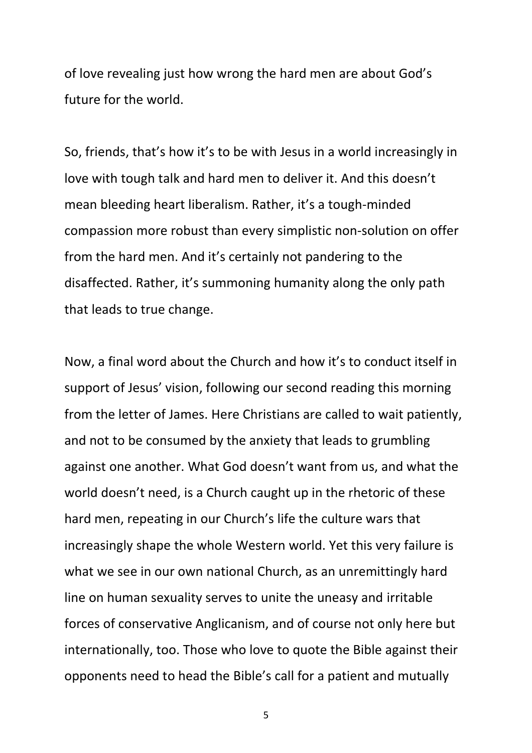of love revealing just how wrong the hard men are about God's future for the world.

So, friends, that's how it's to be with Jesus in a world increasingly in love with tough talk and hard men to deliver it. And this doesn't mean bleeding heart liberalism. Rather, it's a tough-minded compassion more robust than every simplistic non-solution on offer from the hard men. And it's certainly not pandering to the disaffected. Rather, it's summoning humanity along the only path that leads to true change.

Now, a final word about the Church and how it's to conduct itself in support of Jesus' vision, following our second reading this morning from the letter of James. Here Christians are called to wait patiently, and not to be consumed by the anxiety that leads to grumbling against one another. What God doesn't want from us, and what the world doesn't need, is a Church caught up in the rhetoric of these hard men, repeating in our Church's life the culture wars that increasingly shape the whole Western world. Yet this very failure is what we see in our own national Church, as an unremittingly hard line on human sexuality serves to unite the uneasy and irritable forces of conservative Anglicanism, and of course not only here but internationally, too. Those who love to quote the Bible against their opponents need to head the Bible's call for a patient and mutually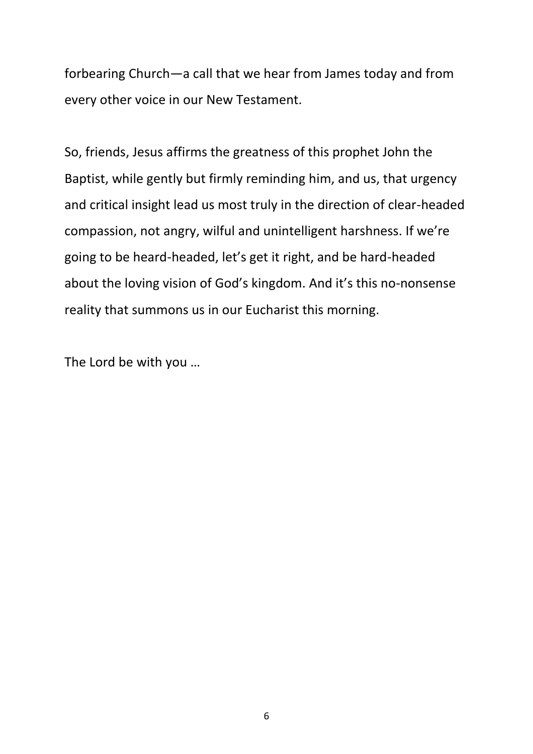forbearing Church—a call that we hear from James today and from every other voice in our New Testament.

So, friends, Jesus affirms the greatness of this prophet John the Baptist, while gently but firmly reminding him, and us, that urgency and critical insight lead us most truly in the direction of clear-headed compassion, not angry, wilful and unintelligent harshness. If we're going to be heard-headed, let's get it right, and be hard-headed about the loving vision of God's kingdom. And it's this no-nonsense reality that summons us in our Eucharist this morning.

The Lord be with you …